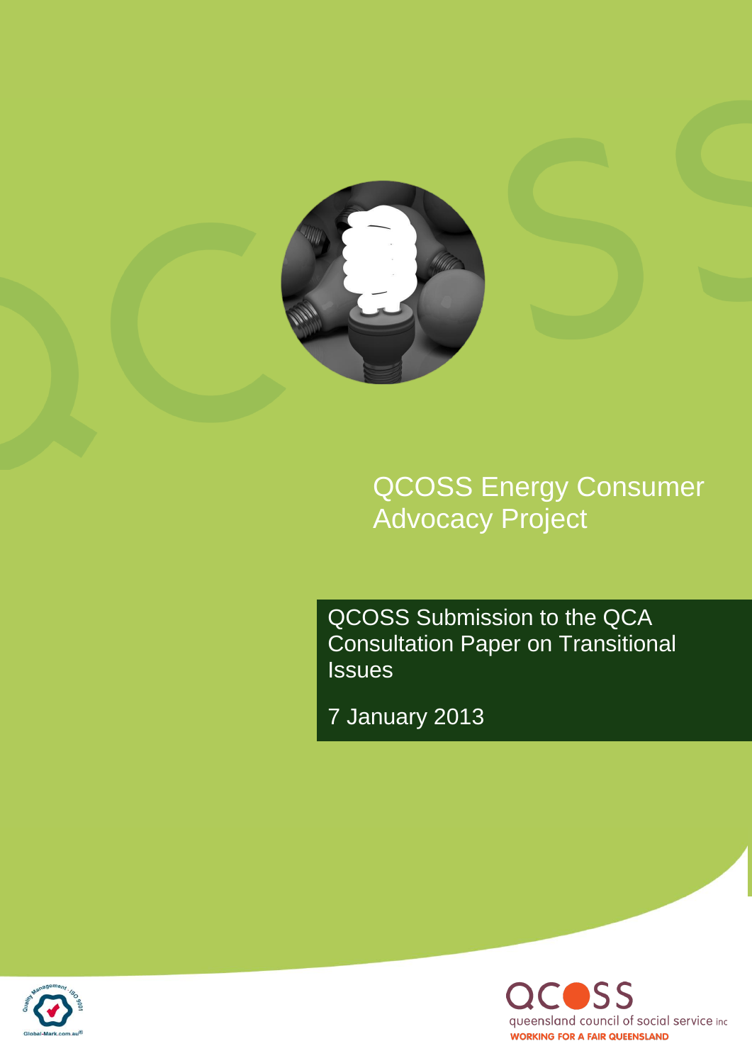# QCOSS Energy Consumer Advocacy Project

## QCOSS Submission to the QCA Consultation Paper on Transitional Issues

7 January 2013

Global-Mark.com.au

QCOSS

queensland council of social service inc

WORKING FOR A FAIR QUEENSLAND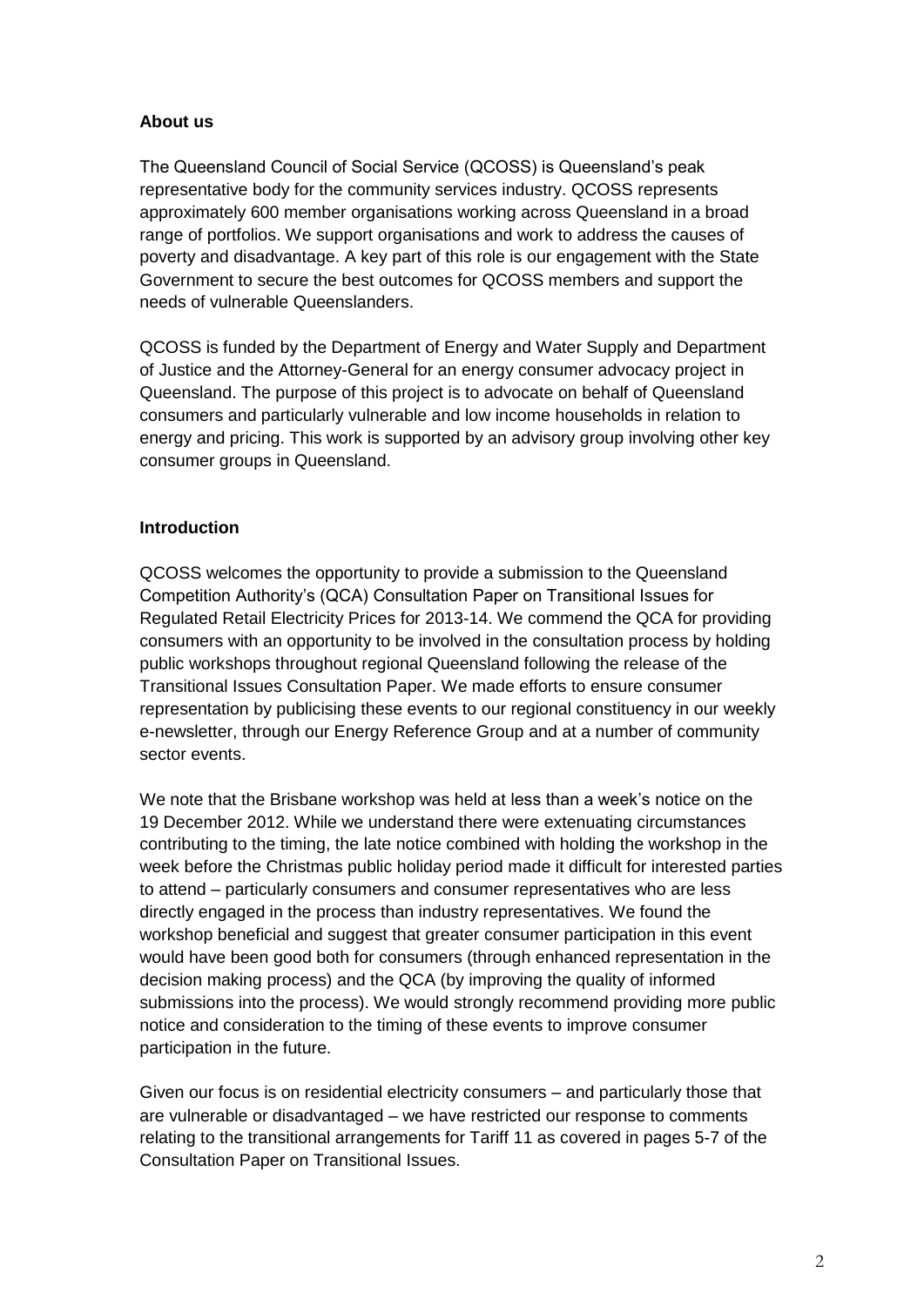**About us**

The Queensland Council of Social Service (QCOSS) is Queensland's peak representative body for the community services industry. QCOSS represents approximately 600 member organisations working across Queensland in a broad range of portfolios. We support organisations and work to address the causes of poverty and disadvantage. A key part of this role is our engagement with the State Government to secure the best outcomes for QCOSS members and support the needs of vulnerable Queenslanders.

QCOSS is funded by the Department of Energy and Water Supply and Department of Justice and the Attorney-General for an energy consumer advocacy project in Queensland. The purpose of this project is to advocate on behalf of Queensland consumers and particularly vulnerable and low income households in relation to energy and pricing. This work is supported by an advisory group involving other key consumer groups in Queensland.

**Introduction**

QCOSS welcomes the opportunity to provide a submission to the Queensland Competition Authority's (QCA) Consultation Paper on Transitional Issues for Regulated Retail Electricity Prices for 2013-14. We commend the QCA for providing consumers with an opportunity to be involved in the consultation process by holding public workshops throughout regional Queensland following the release of the Transitional Issues Consultation Paper. We made efforts to ensure consumer representation by publicising these events to our regional constituency in our weekly e-newsletter, through our Energy Reference Group and at a number of community sector events.

We note that the Brisbane workshop was held at less than a week's notice on the 19 December 2012. While we understand there were extenuating circumstances contributing to the timing, the late notice combined with holding the workshop in the week before the Christmas public holiday period made it difficult for interested parties to attend – particularly consumers and consumer representatives who are less directly engaged in the process than industry representatives. We found the workshop beneficial and suggest that greater consumer participation in this event would have been good both for consumers (through enhanced representation in the decision making process) and the QCA (by improving the quality of informed submissions into the process). We would strongly recommend providing more public notice and consideration to the timing of these events to improve consumer participation in the future.

Given our focus is on residential electricity consumers – and particularly those that are vulnerable or disadvantaged – we have restricted our response to comments relating to the transitional arrangements for Tariff 11 as covered in pages 5-7 of the Consultation Paper on Transitional Issues.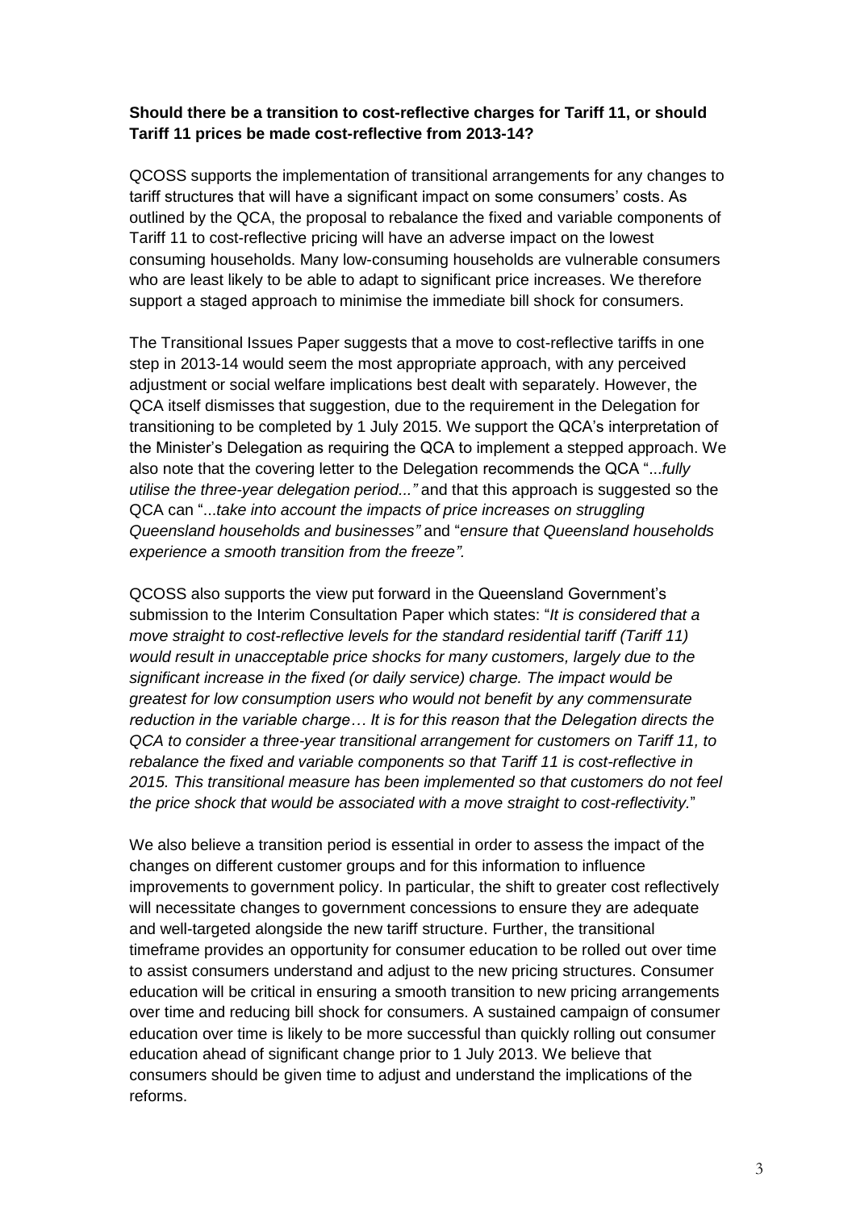**Should there be a transition to cost-reflective charges for Tariff 11, or should Tariff 11 prices be made cost-reflective from 2013-14?**

QCOSS supports the implementation of transitional arrangements for any changes to tariff structures that will have a significant impact on some consumers' costs. As outlined by the QCA, the proposal to rebalance the fixed and variable components of Tariff 11 to cost-reflective pricing will have an adverse impact on the lowest consuming households. Many low-consuming households are vulnerable consumers who are least likely to be able to adapt to significant price increases. We therefore support a staged approach to minimise the immediate bill shock for consumers.

The Transitional Issues Paper suggests that a move to cost-reflective tariffs in one step in 2013-14 would seem the most appropriate approach, with any perceived adjustment or social welfare implications best dealt with separately. However, the QCA itself dismisses that suggestion, due to the requirement in the Delegation for transitioning to be completed by 1 July 2015. We support the QCA's interpretation of the Minister's Delegation as requiring the QCA to implement a stepped approach. We also note that the covering letter to the Delegation recommends the QCA "...*fully utilise the three-year delegation period..."* and that this approach is suggested so the QCA can "...*take into account the impacts of price increases on struggling Queensland households and businesses"* and "*ensure that Queensland households experience a smooth transition from the freeze".*

QCOSS also supports the view put forward in the Queensland Government's submission to the Interim Consultation Paper which states: "*It is considered that a move straight to cost-reflective levels for the standard residential tariff (Tariff 11) would result in unacceptable price shocks for many customers, largely due to the significant increase in the fixed (or daily service) charge. The impact would be greatest for low consumption users who would not benefit by any commensurate reduction in the variable charge… It is for this reason that the Delegation directs the QCA to consider a three-year transitional arrangement for customers on Tariff 11, to rebalance the fixed and variable components so that Tariff 11 is cost-reflective in 2015. This transitional measure has been implemented so that customers do not feel the price shock that would be associated with a move straight to cost-reflectivity.*"

We also believe a transition period is essential in order to assess the impact of the changes on different customer groups and for this information to influence improvements to government policy. In particular, the shift to greater cost reflectively will necessitate changes to government concessions to ensure they are adequate and well-targeted alongside the new tariff structure. Further, the transitional timeframe provides an opportunity for consumer education to be rolled out over time to assist consumers understand and adjust to the new pricing structures. Consumer education will be critical in ensuring a smooth transition to new pricing arrangements over time and reducing bill shock for consumers. A sustained campaign of consumer education over time is likely to be more successful than quickly rolling out consumer education ahead of significant change prior to 1 July 2013. We believe that consumers should be given time to adjust and understand the implications of the reforms.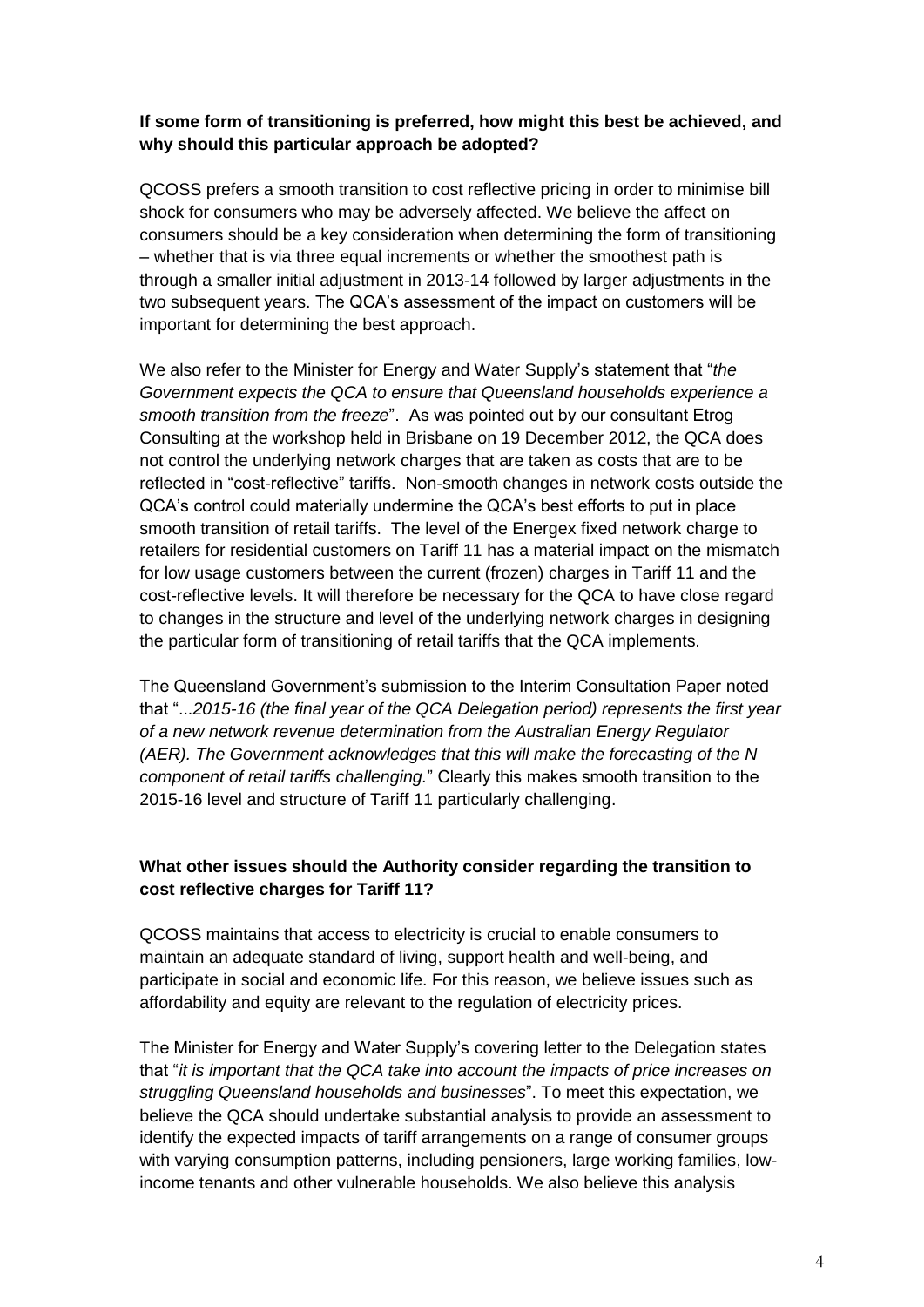**If some form of transitioning is preferred, how might this best be achieved, and why should this particular approach be adopted?**

QCOSS prefers a smooth transition to cost reflective pricing in order to minimise bill shock for consumers who may be adversely affected. We believe the affect on consumers should be a key consideration when determining the form of transitioning – whether that is via three equal increments or whether the smoothest path is through a smaller initial adjustment in 2013-14 followed by larger adjustments in the two subsequent years. The QCA's assessment of the impact on customers will be important for determining the best approach.

We also refer to the Minister for Energy and Water Supply's statement that "*the Government expects the QCA to ensure that Queensland households experience a smooth transition from the freeze*". As was pointed out by our consultant Etrog Consulting at the workshop held in Brisbane on 19 December 2012, the QCA does not control the underlying network charges that are taken as costs that are to be reflected in "cost-reflective" tariffs. Non-smooth changes in network costs outside the QCA's control could materially undermine the QCA's best efforts to put in place smooth transition of retail tariffs. The level of the Energex fixed network charge to retailers for residential customers on Tariff 11 has a material impact on the mismatch for low usage customers between the current (frozen) charges in Tariff 11 and the cost-reflective levels. It will therefore be necessary for the QCA to have close regard to changes in the structure and level of the underlying network charges in designing the particular form of transitioning of retail tariffs that the QCA implements.

The Queensland Government's submission to the Interim Consultation Paper noted that "...*2015-16 (the final year of the QCA Delegation period) represents the first year of a new network revenue determination from the Australian Energy Regulator (AER). The Government acknowledges that this will make the forecasting of the N component of retail tariffs challenging.*" Clearly this makes smooth transition to the 2015-16 level and structure of Tariff 11 particularly challenging.

**What other issues should the Authority consider regarding the transition to cost reflective charges for Tariff 11?**

QCOSS maintains that access to electricity is crucial to enable consumers to maintain an adequate standard of living, support health and well-being, and participate in social and economic life. For this reason, we believe issues such as affordability and equity are relevant to the regulation of electricity prices.

The Minister for Energy and Water Supply's covering letter to the Delegation states that "*it is important that the QCA take into account the impacts of price increases on struggling Queensland households and businesses*". To meet this expectation, we believe the QCA should undertake substantial analysis to provide an assessment to identify the expected impacts of tariff arrangements on a range of consumer groups with varying consumption patterns, including pensioners, large working families, low-income tenants and other vulnerable households. We also believe this analysis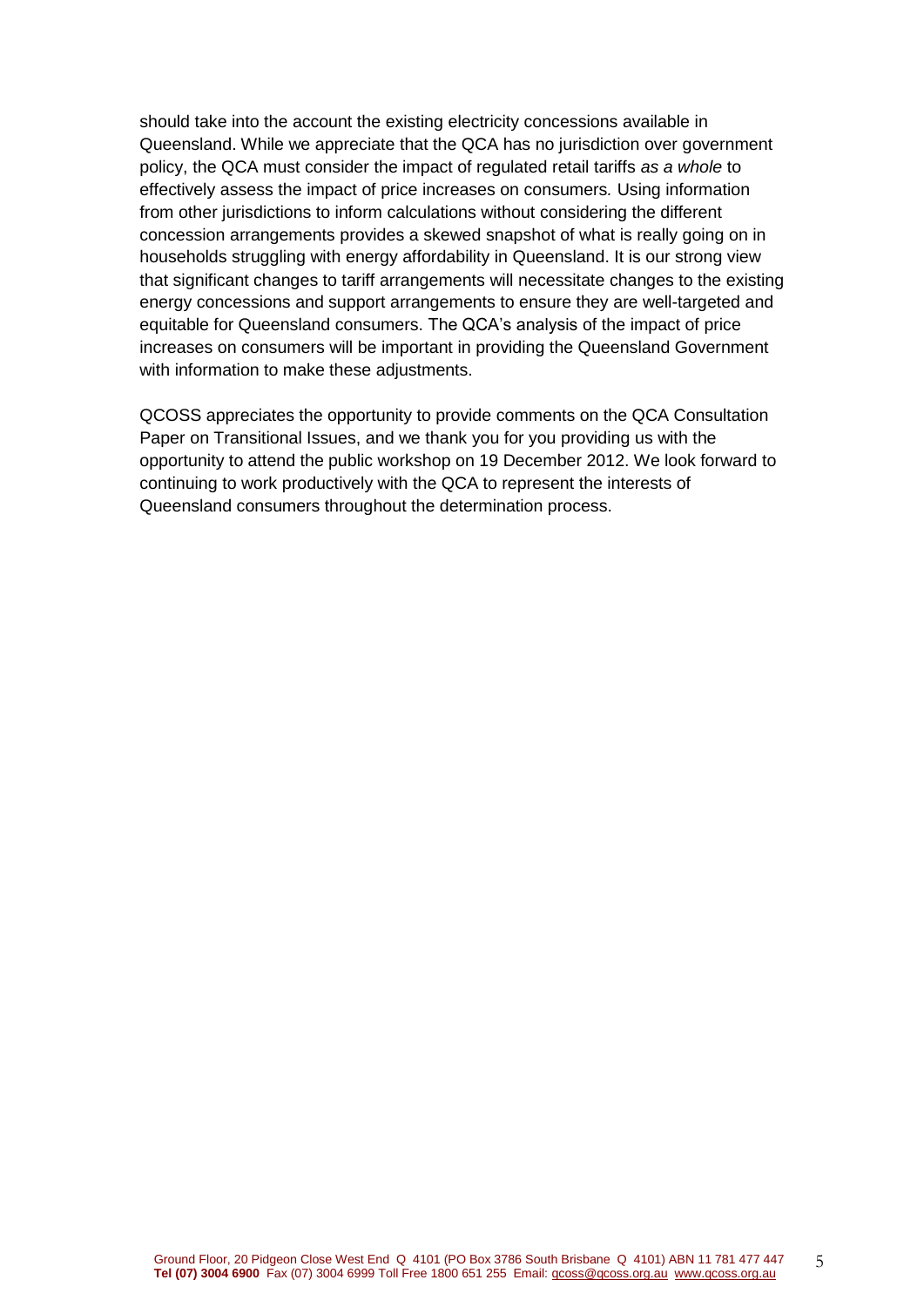should take into the account the existing electricity concessions available in Queensland. While we appreciate that the QCA has no jurisdiction over government policy, the QCA must consider the impact of regulated retail tariffs *as a whole* to effectively assess the impact of price increases on consumers. Using information from other jurisdictions to inform calculations without considering the different concession arrangements provides a skewed snapshot of what is really going on in households struggling with energy affordability in Queensland. It is our strong view that significant changes to tariff arrangements will necessitate changes to the existing energy concessions and support arrangements to ensure they are well-targeted and equitable for Queensland consumers. The QCA's analysis of the impact of price increases on consumers will be important in providing the Queensland Government with information to make these adjustments.

QCOSS appreciates the opportunity to provide comments on the QCA Consultation Paper on Transitional Issues, and we thank you for you providing us with the opportunity to attend the public workshop on 19 December 2012. We look forward to continuing to work productively with the QCA to represent the interests of Queensland consumers throughout the determination process.